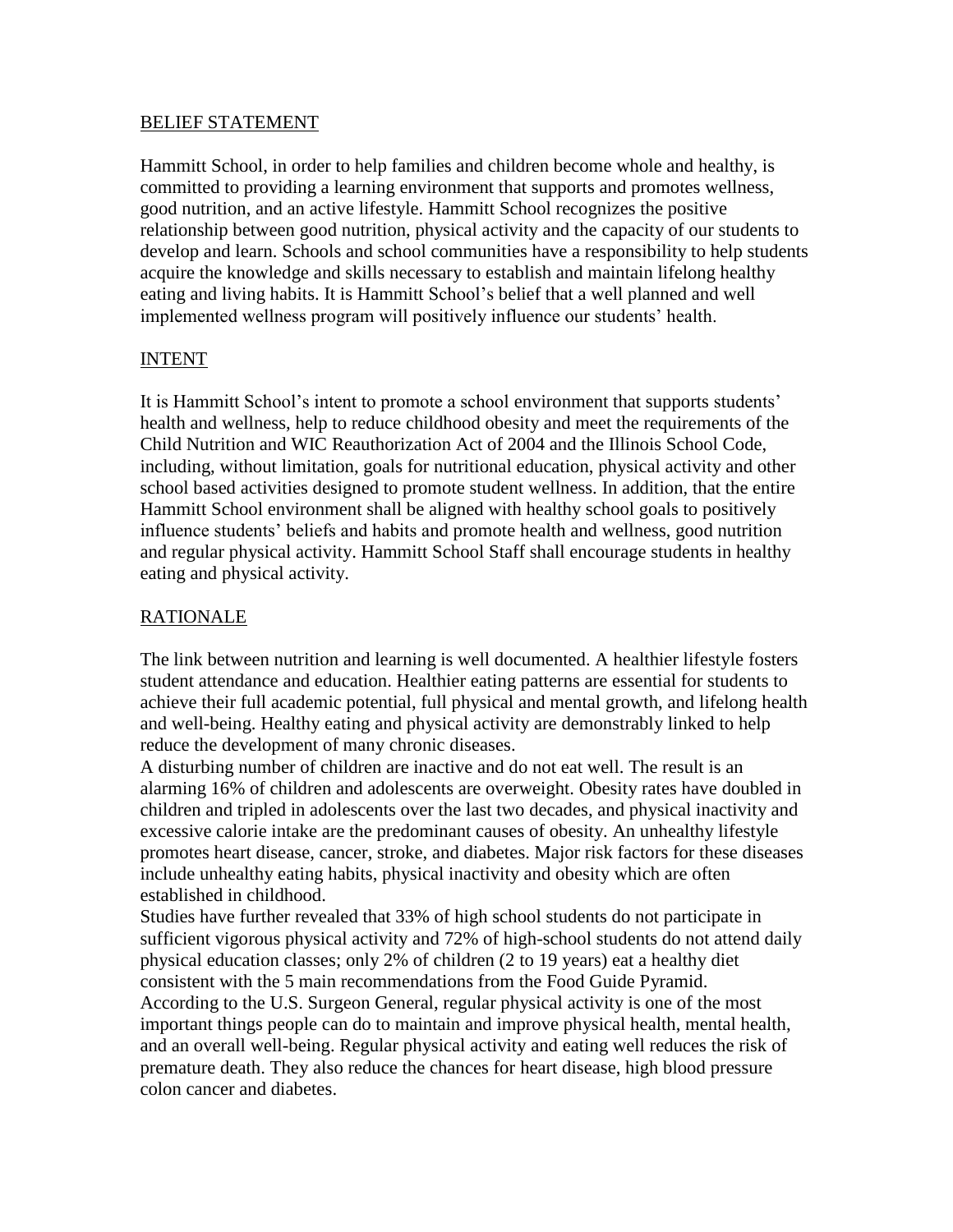## BELIEF STATEMENT

Hammitt School, in order to help families and children become whole and healthy, is committed to providing a learning environment that supports and promotes wellness, good nutrition, and an active lifestyle. Hammitt School recognizes the positive relationship between good nutrition, physical activity and the capacity of our students to develop and learn. Schools and school communities have a responsibility to help students acquire the knowledge and skills necessary to establish and maintain lifelong healthy eating and living habits. It is Hammitt School's belief that a well planned and well implemented wellness program will positively influence our students' health.

## INTENT

It is Hammitt School's intent to promote a school environment that supports students' health and wellness, help to reduce childhood obesity and meet the requirements of the Child Nutrition and WIC Reauthorization Act of 2004 and the Illinois School Code, including, without limitation, goals for nutritional education, physical activity and other school based activities designed to promote student wellness. In addition, that the entire Hammitt School environment shall be aligned with healthy school goals to positively influence students' beliefs and habits and promote health and wellness, good nutrition and regular physical activity. Hammitt School Staff shall encourage students in healthy eating and physical activity.

## RATIONALE

The link between nutrition and learning is well documented. A healthier lifestyle fosters student attendance and education. Healthier eating patterns are essential for students to achieve their full academic potential, full physical and mental growth, and lifelong health and well-being. Healthy eating and physical activity are demonstrably linked to help reduce the development of many chronic diseases.

A disturbing number of children are inactive and do not eat well. The result is an alarming 16% of children and adolescents are overweight. Obesity rates have doubled in children and tripled in adolescents over the last two decades, and physical inactivity and excessive calorie intake are the predominant causes of obesity. An unhealthy lifestyle promotes heart disease, cancer, stroke, and diabetes. Major risk factors for these diseases include unhealthy eating habits, physical inactivity and obesity which are often established in childhood.

Studies have further revealed that 33% of high school students do not participate in sufficient vigorous physical activity and 72% of high-school students do not attend daily physical education classes; only 2% of children (2 to 19 years) eat a healthy diet consistent with the 5 main recommendations from the Food Guide Pyramid.

According to the U.S. Surgeon General, regular physical activity is one of the most important things people can do to maintain and improve physical health, mental health, and an overall well-being. Regular physical activity and eating well reduces the risk of premature death. They also reduce the chances for heart disease, high blood pressure colon cancer and diabetes.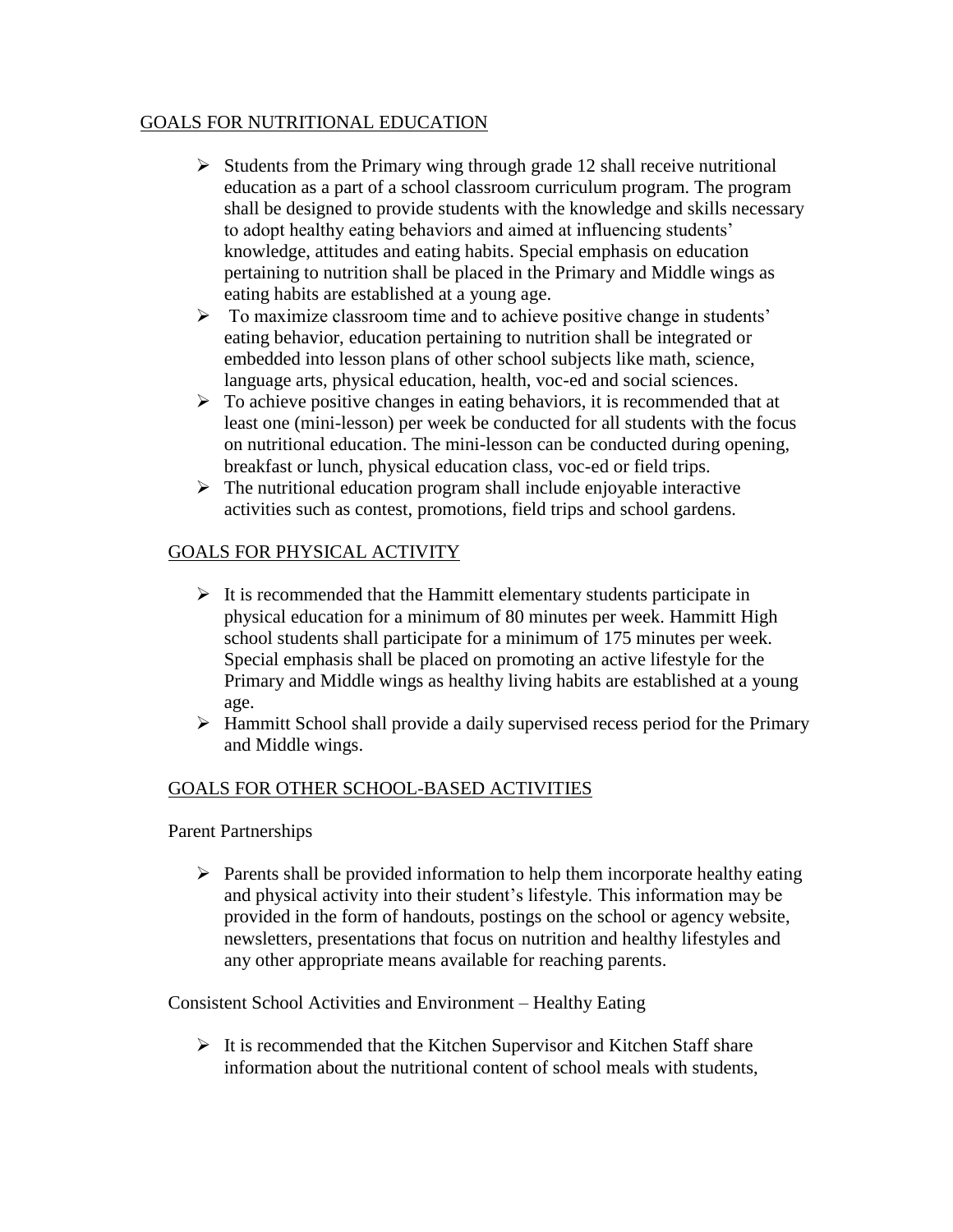## GOALS FOR NUTRITIONAL EDUCATION

- Students from the Primary wing through grade 12 shall receive nutritional education as a part of a school classroom curriculum program. The program shall be designed to provide students with the knowledge and skills necessary to adopt healthy eating behaviors and aimed at influencing students' knowledge, attitudes and eating habits. Special emphasis on education pertaining to nutrition shall be placed in the Primary and Middle wings as eating habits are established at a young age.
- To maximize classroom time and to achieve positive change in students' eating behavior, education pertaining to nutrition shall be integrated or embedded into lesson plans of other school subjects like math, science, language arts, physical education, health, voc-ed and social sciences.
- To achieve positive changes in eating behaviors, it is recommended that at least one (mini-lesson) per week be conducted for all students with the focus on nutritional education. The mini-lesson can be conducted during opening, breakfast or lunch, physical education class, voc-ed or field trips.
- The nutritional education program shall include enjoyable interactive activities such as contest, promotions, field trips and school gardens.

## GOALS FOR PHYSICAL ACTIVITY

- It is recommended that the Hammitt elementary students participate in physical education for a minimum of 80 minutes per week. Hammitt High school students shall participate for a minimum of 175 minutes per week. Special emphasis shall be placed on promoting an active lifestyle for the Primary and Middle wings as healthy living habits are established at a young age.
- Hammitt School shall provide a daily supervised recess period for the Primary and Middle wings.

## GOALS FOR OTHER SCHOOL-BASED ACTIVITIES

Parent Partnerships

- Parents shall be provided information to help them incorporate healthy eating and physical activity into their student's lifestyle. This information may be provided in the form of handouts, postings on the school or agency website, newsletters, presentations that focus on nutrition and healthy lifestyles and any other appropriate means available for reaching parents.

Consistent School Activities and Environment – Healthy Eating

- It is recommended that the Kitchen Supervisor and Kitchen Staff share information about the nutritional content of school meals with students,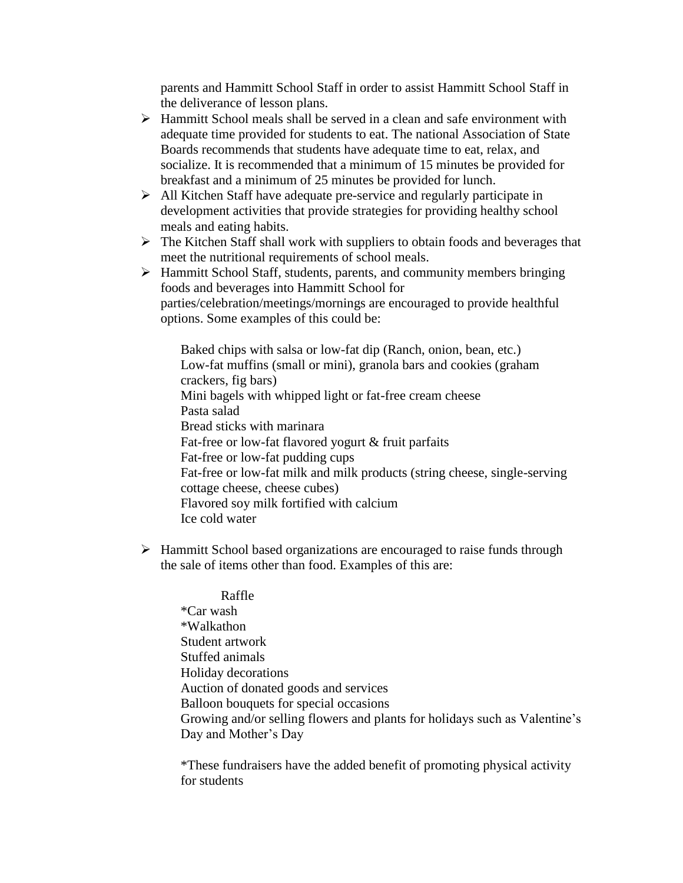parents and Hammitt School Staff in order to assist Hammitt School Staff in the deliverance of lesson plans.

- Hammitt School meals shall be served in a clean and safe environment with adequate time provided for students to eat. The national Association of State Boards recommends that students have adequate time to eat, relax, and socialize. It is recommended that a minimum of 15 minutes be provided for breakfast and a minimum of 25 minutes be provided for lunch.
- All Kitchen Staff have adequate pre-service and regularly participate in development activities that provide strategies for providing healthy school meals and eating habits.
- The Kitchen Staff shall work with suppliers to obtain foods and beverages that meet the nutritional requirements of school meals.
- Hammitt School Staff, students, parents, and community members bringing foods and beverages into Hammitt School for parties/celebration/meetings/mornings are encouraged to provide healthful options. Some examples of this could be:

  Baked chips with salsa or low-fat dip (Ranch, onion, bean, etc.)
  Low-fat muffins (small or mini), granola bars and cookies (graham crackers, fig bars)
  Mini bagels with whipped light or fat-free cream cheese
  Pasta salad
  Bread sticks with marinara
  Fat-free or low-fat flavored yogurt & fruit parfaits
  Fat-free or low-fat pudding cups
  Fat-free or low-fat milk and milk products (string cheese, single-serving cottage cheese, cheese cubes)
  Flavored soy milk fortified with calcium
  Ice cold water

- Hammitt School based organizations are encouraged to raise funds through the sale of items other than food. Examples of this are:

  Raffle
  *Car wash
  *Walkathon
  Student artwork
  Stuffed animals
  Holiday decorations
  Auction of donated goods and services
  Balloon bouquets for special occasions
  Growing and/or selling flowers and plants for holidays such as Valentine's Day and Mother's Day

  *These fundraisers have the added benefit of promoting physical activity for students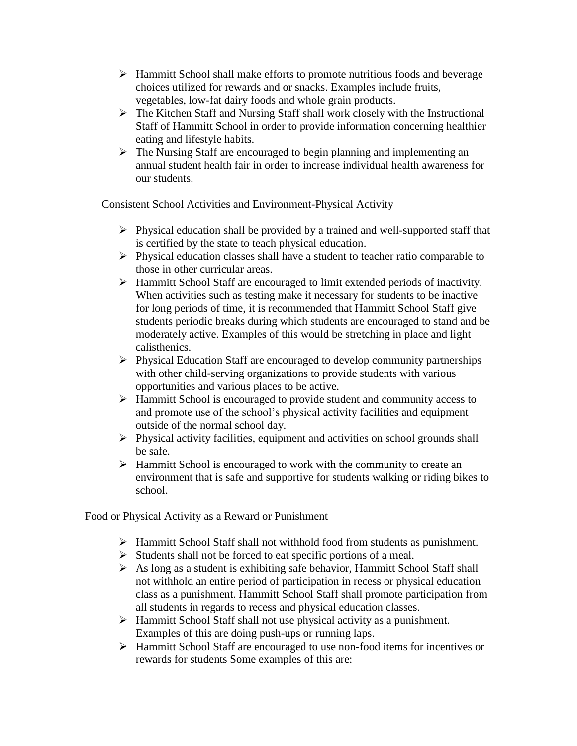- Hammitt School shall make efforts to promote nutritious foods and beverage choices utilized for rewards and or snacks. Examples include fruits, vegetables, low-fat dairy foods and whole grain products.
- The Kitchen Staff and Nursing Staff shall work closely with the Instructional Staff of Hammitt School in order to provide information concerning healthier eating and lifestyle habits.
- The Nursing Staff are encouraged to begin planning and implementing an annual student health fair in order to increase individual health awareness for our students.

Consistent School Activities and Environment-Physical Activity

- Physical education shall be provided by a trained and well-supported staff that is certified by the state to teach physical education.
- Physical education classes shall have a student to teacher ratio comparable to those in other curricular areas.
- Hammitt School Staff are encouraged to limit extended periods of inactivity. When activities such as testing make it necessary for students to be inactive for long periods of time, it is recommended that Hammitt School Staff give students periodic breaks during which students are encouraged to stand and be moderately active. Examples of this would be stretching in place and light calisthenics.
- Physical Education Staff are encouraged to develop community partnerships with other child-serving organizations to provide students with various opportunities and various places to be active.
- Hammitt School is encouraged to provide student and community access to and promote use of the school's physical activity facilities and equipment outside of the normal school day.
- Physical activity facilities, equipment and activities on school grounds shall be safe.
- Hammitt School is encouraged to work with the community to create an environment that is safe and supportive for students walking or riding bikes to school.

Food or Physical Activity as a Reward or Punishment

- Hammitt School Staff shall not withhold food from students as punishment.
- Students shall not be forced to eat specific portions of a meal.
- As long as a student is exhibiting safe behavior, Hammitt School Staff shall not withhold an entire period of participation in recess or physical education class as a punishment. Hammitt School Staff shall promote participation from all students in regards to recess and physical education classes.
- Hammitt School Staff shall not use physical activity as a punishment. Examples of this are doing push-ups or running laps.
- Hammitt School Staff are encouraged to use non-food items for incentives or rewards for students Some examples of this are: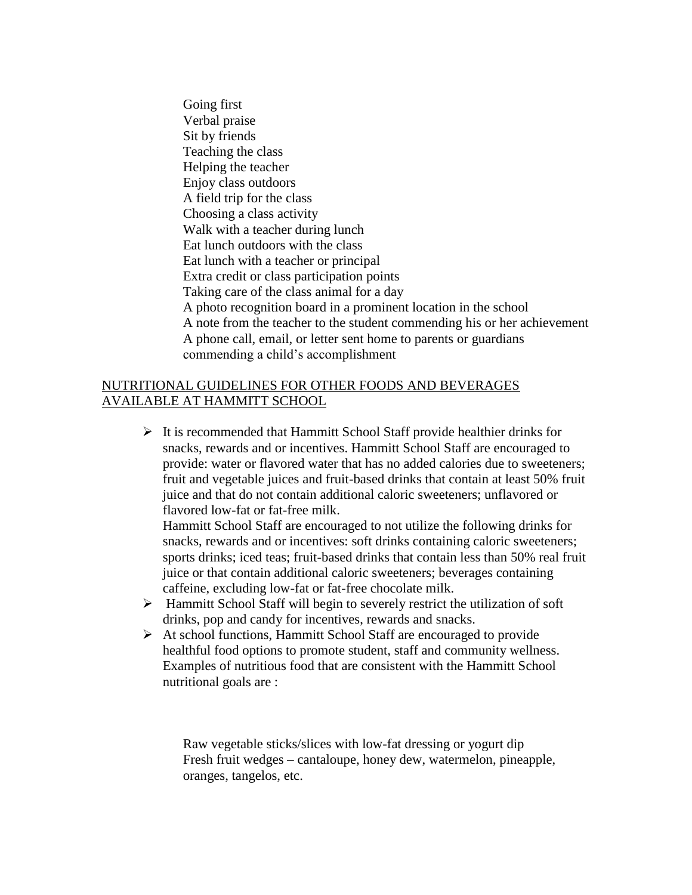Going first
Verbal praise
Sit by friends
Teaching the class
Helping the teacher
Enjoy class outdoors
A field trip for the class
Choosing a class activity
Walk with a teacher during lunch
Eat lunch outdoors with the class
Eat lunch with a teacher or principal
Extra credit or class participation points
Taking care of the class animal for a day
A photo recognition board in a prominent location in the school
A note from the teacher to the student commending his or her achievement
A phone call, email, or letter sent home to parents or guardians commending a child's accomplishment

<u>NUTRITIONAL GUIDELINES FOR OTHER FOODS AND BEVERAGES AVAILABLE AT HAMMITT SCHOOL</u>

- It is recommended that Hammitt School Staff provide healthier drinks for snacks, rewards and or incentives. Hammitt School Staff are encouraged to provide: water or flavored water that has no added calories due to sweeteners; fruit and vegetable juices and fruit-based drinks that contain at least 50% fruit juice and that do not contain additional caloric sweeteners; unflavored or flavored low-fat or fat-free milk.
  Hammitt School Staff are encouraged to not utilize the following drinks for snacks, rewards and or incentives: soft drinks containing caloric sweeteners; sports drinks; iced teas; fruit-based drinks that contain less than 50% real fruit juice or that contain additional caloric sweeteners; beverages containing caffeine, excluding low-fat or fat-free chocolate milk.
- Hammitt School Staff will begin to severely restrict the utilization of soft drinks, pop and candy for incentives, rewards and snacks.
- At school functions, Hammitt School Staff are encouraged to provide healthful food options to promote student, staff and community wellness. Examples of nutritious food that are consistent with the Hammitt School nutritional goals are :

Raw vegetable sticks/slices with low-fat dressing or yogurt dip
Fresh fruit wedges – cantaloupe, honey dew, watermelon, pineapple, oranges, tangelos, etc.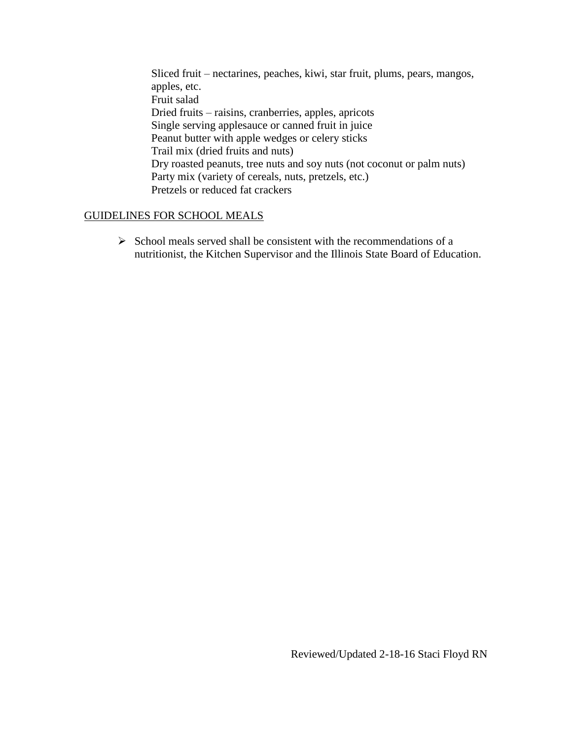Sliced fruit – nectarines, peaches, kiwi, star fruit, plums, pears, mangos, apples, etc.
Fruit salad
Dried fruits – raisins, cranberries, apples, apricots
Single serving applesauce or canned fruit in juice
Peanut butter with apple wedges or celery sticks
Trail mix (dried fruits and nuts)
Dry roasted peanuts, tree nuts and soy nuts (not coconut or palm nuts)
Party mix (variety of cereals, nuts, pretzels, etc.)
Pretzels or reduced fat crackers

GUIDELINES FOR SCHOOL MEALS

- School meals served shall be consistent with the recommendations of a nutritionist, the Kitchen Supervisor and the Illinois State Board of Education.

Reviewed/Updated 2-18-16 Staci Floyd RN